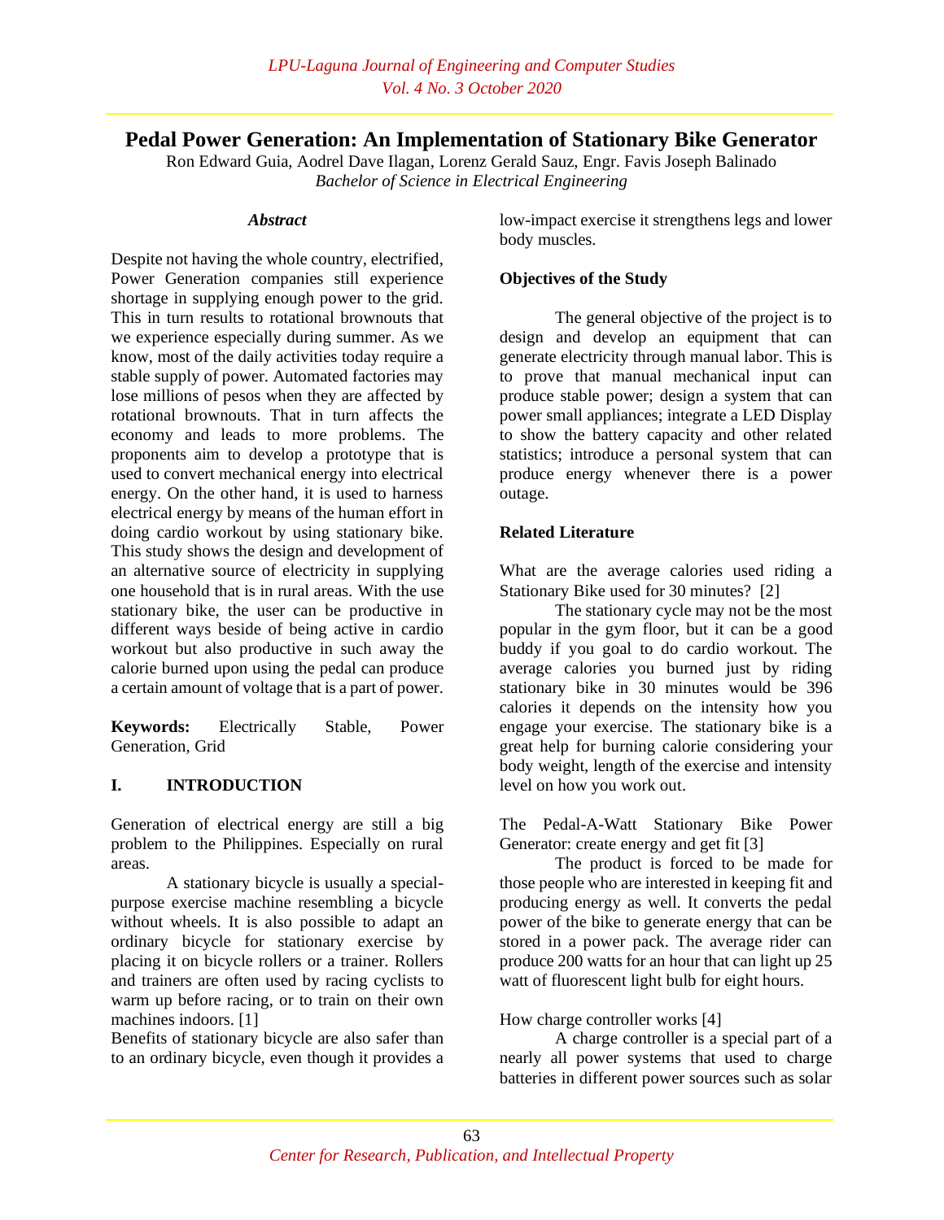# Pedal Power Generation: An Implementation of Stationary Bike Generator

Ron Edward Guia, Aodrel Dave Ilagan, Lorenz Gerald Sauz, Engr. Favis Joseph Balinado
*Bachelor of Science in Electrical Engineering*

### *Abstract*

Despite not having the whole country, electrified, Power Generation companies still experience shortage in supplying enough power to the grid. This in turn results to rotational brownouts that we experience especially during summer. As we know, most of the daily activities today require a stable supply of power. Automated factories may lose millions of pesos when they are affected by rotational brownouts. That in turn affects the economy and leads to more problems. The proponents aim to develop a prototype that is used to convert mechanical energy into electrical energy. On the other hand, it is used to harness electrical energy by means of the human effort in doing cardio workout by using stationary bike. This study shows the design and development of an alternative source of electricity in supplying one household that is in rural areas. With the use stationary bike, the user can be productive in different ways beside of being active in cardio workout but also productive in such away the calorie burned upon using the pedal can produce a certain amount of voltage that is a part of power.

**Keywords:** Electrically Stable, Power Generation, Grid

## I. INTRODUCTION

Generation of electrical energy are still a big problem to the Philippines. Especially on rural areas.

A stationary bicycle is usually a special-purpose exercise machine resembling a bicycle without wheels. It is also possible to adapt an ordinary bicycle for stationary exercise by placing it on bicycle rollers or a trainer. Rollers and trainers are often used by racing cyclists to warm up before racing, or to train on their own machines indoors. [1]

Benefits of stationary bicycle are also safer than to an ordinary bicycle, even though it provides a low-impact exercise it strengthens legs and lower body muscles.

### Objectives of the Study

The general objective of the project is to design and develop an equipment that can generate electricity through manual labor. This is to prove that manual mechanical input can produce stable power; design a system that can power small appliances; integrate a LED Display to show the battery capacity and other related statistics; introduce a personal system that can produce energy whenever there is a power outage.

### Related Literature

What are the average calories used riding a Stationary Bike used for 30 minutes? [2]

The stationary cycle may not be the most popular in the gym floor, but it can be a good buddy if you goal to do cardio workout. The average calories you burned just by riding stationary bike in 30 minutes would be 396 calories it depends on the intensity how you engage your exercise. The stationary bike is a great help for burning calorie considering your body weight, length of the exercise and intensity level on how you work out.

The Pedal-A-Watt Stationary Bike Power Generator: create energy and get fit [3]

The product is forced to be made for those people who are interested in keeping fit and producing energy as well. It converts the pedal power of the bike to generate energy that can be stored in a power pack. The average rider can produce 200 watts for an hour that can light up 25 watt of fluorescent light bulb for eight hours.

How charge controller works [4]

A charge controller is a special part of a nearly all power systems that used to charge batteries in different power sources such as solar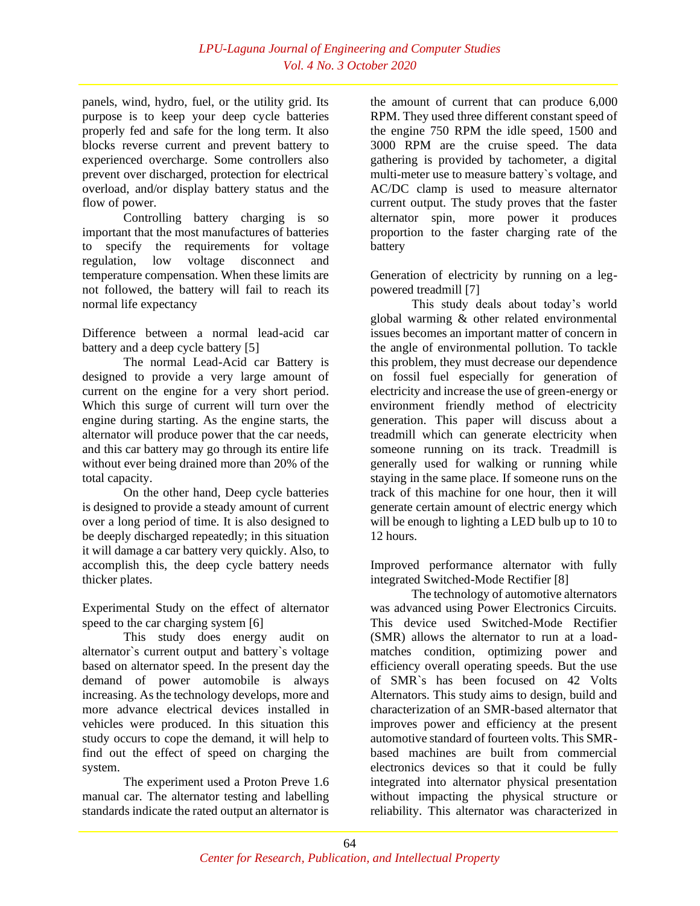panels, wind, hydro, fuel, or the utility grid. Its purpose is to keep your deep cycle batteries properly fed and safe for the long term. It also blocks reverse current and prevent battery to experienced overcharge. Some controllers also prevent over discharged, protection for electrical overload, and/or display battery status and the flow of power.

Controlling battery charging is so important that the most manufactures of batteries to specify the requirements for voltage regulation, low voltage disconnect and temperature compensation. When these limits are not followed, the battery will fail to reach its normal life expectancy

Difference between a normal lead-acid car battery and a deep cycle battery [5]

The normal Lead-Acid car Battery is designed to provide a very large amount of current on the engine for a very short period. Which this surge of current will turn over the engine during starting. As the engine starts, the alternator will produce power that the car needs, and this car battery may go through its entire life without ever being drained more than 20% of the total capacity.

On the other hand, Deep cycle batteries is designed to provide a steady amount of current over a long period of time. It is also designed to be deeply discharged repeatedly; in this situation it will damage a car battery very quickly. Also, to accomplish this, the deep cycle battery needs thicker plates.

Experimental Study on the effect of alternator speed to the car charging system [6]

This study does energy audit on alternator`s current output and battery`s voltage based on alternator speed. In the present day the demand of power automobile is always increasing. As the technology develops, more and more advance electrical devices installed in vehicles were produced. In this situation this study occurs to cope the demand, it will help to find out the effect of speed on charging the system.

The experiment used a Proton Preve 1.6 manual car. The alternator testing and labelling standards indicate the rated output an alternator is the amount of current that can produce 6,000 RPM. They used three different constant speed of the engine 750 RPM the idle speed, 1500 and 3000 RPM are the cruise speed. The data gathering is provided by tachometer, a digital multi-meter use to measure battery`s voltage, and AC/DC clamp is used to measure alternator current output. The study proves that the faster alternator spin, more power it produces proportion to the faster charging rate of the battery

Generation of electricity by running on a leg-powered treadmill [7]

This study deals about today's world global warming & other related environmental issues becomes an important matter of concern in the angle of environmental pollution. To tackle this problem, they must decrease our dependence on fossil fuel especially for generation of electricity and increase the use of green-energy or environment friendly method of electricity generation. This paper will discuss about a treadmill which can generate electricity when someone running on its track. Treadmill is generally used for walking or running while staying in the same place. If someone runs on the track of this machine for one hour, then it will generate certain amount of electric energy which will be enough to lighting a LED bulb up to 10 to 12 hours.

Improved performance alternator with fully integrated Switched-Mode Rectifier [8]

The technology of automotive alternators was advanced using Power Electronics Circuits. This device used Switched-Mode Rectifier (SMR) allows the alternator to run at a load-matches condition, optimizing power and efficiency overall operating speeds. But the use of SMR`s has been focused on 42 Volts Alternators. This study aims to design, build and characterization of an SMR-based alternator that improves power and efficiency at the present automotive standard of fourteen volts. This SMR-based machines are built from commercial electronics devices so that it could be fully integrated into alternator physical presentation without impacting the physical structure or reliability. This alternator was characterized in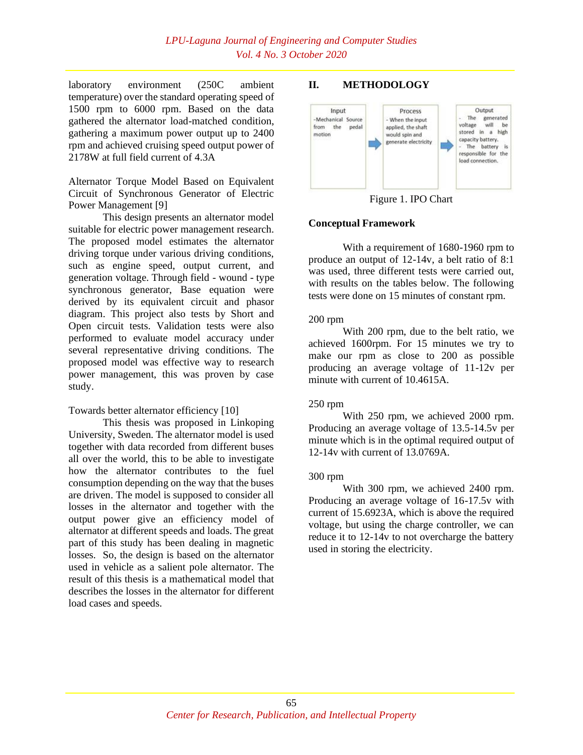laboratory environment (250C ambient temperature) over the standard operating speed of 1500 rpm to 6000 rpm. Based on the data gathered the alternator load-matched condition, gathering a maximum power output up to 2400 rpm and achieved cruising speed output power of 2178W at full field current of 4.3A

Alternator Torque Model Based on Equivalent Circuit of Synchronous Generator of Electric Power Management [9]

This design presents an alternator model suitable for electric power management research. The proposed model estimates the alternator driving torque under various driving conditions, such as engine speed, output current, and generation voltage. Through field - wound - type synchronous generator, Base equation were derived by its equivalent circuit and phasor diagram. This project also tests by Short and Open circuit tests. Validation tests were also performed to evaluate model accuracy under several representative driving conditions. The proposed model was effective way to research power management, this was proven by case study.

Towards better alternator efficiency [10]

This thesis was proposed in Linkoping University, Sweden. The alternator model is used together with data recorded from different buses all over the world, this to be able to investigate how the alternator contributes to the fuel consumption depending on the way that the buses are driven. The model is supposed to consider all losses in the alternator and together with the output power give an efficiency model of alternator at different speeds and loads. The great part of this study has been dealing in magnetic losses. So, the design is based on the alternator used in vehicle as a salient pole alternator. The result of this thesis is a mathematical model that describes the losses in the alternator for different load cases and speeds.

## II. METHODOLOGY

| Input | Process | Output |
|---|---|---|
| -Mechanical Source from the pedal motion | - When the input applied, the shaft would spin and generate electricity | - The generated voltage will be stored in a high capacity battery.<br>- The battery is responsible for the load connection. |

Figure 1. IPO Chart

### Conceptual Framework

With a requirement of 1680-1960 rpm to produce an output of 12-14v, a belt ratio of 8:1 was used, three different tests were carried out, with results on the tables below. The following tests were done on 15 minutes of constant rpm.

200 rpm

With 200 rpm, due to the belt ratio, we achieved 1600rpm. For 15 minutes we try to make our rpm as close to 200 as possible producing an average voltage of 11-12v per minute with current of 10.4615A.

250 rpm

With 250 rpm, we achieved 2000 rpm. Producing an average voltage of 13.5-14.5v per minute which is in the optimal required output of 12-14v with current of 13.0769A.

300 rpm

With 300 rpm, we achieved 2400 rpm. Producing an average voltage of 16-17.5v with current of 15.6923A, which is above the required voltage, but using the charge controller, we can reduce it to 12-14v to not overcharge the battery used in storing the electricity.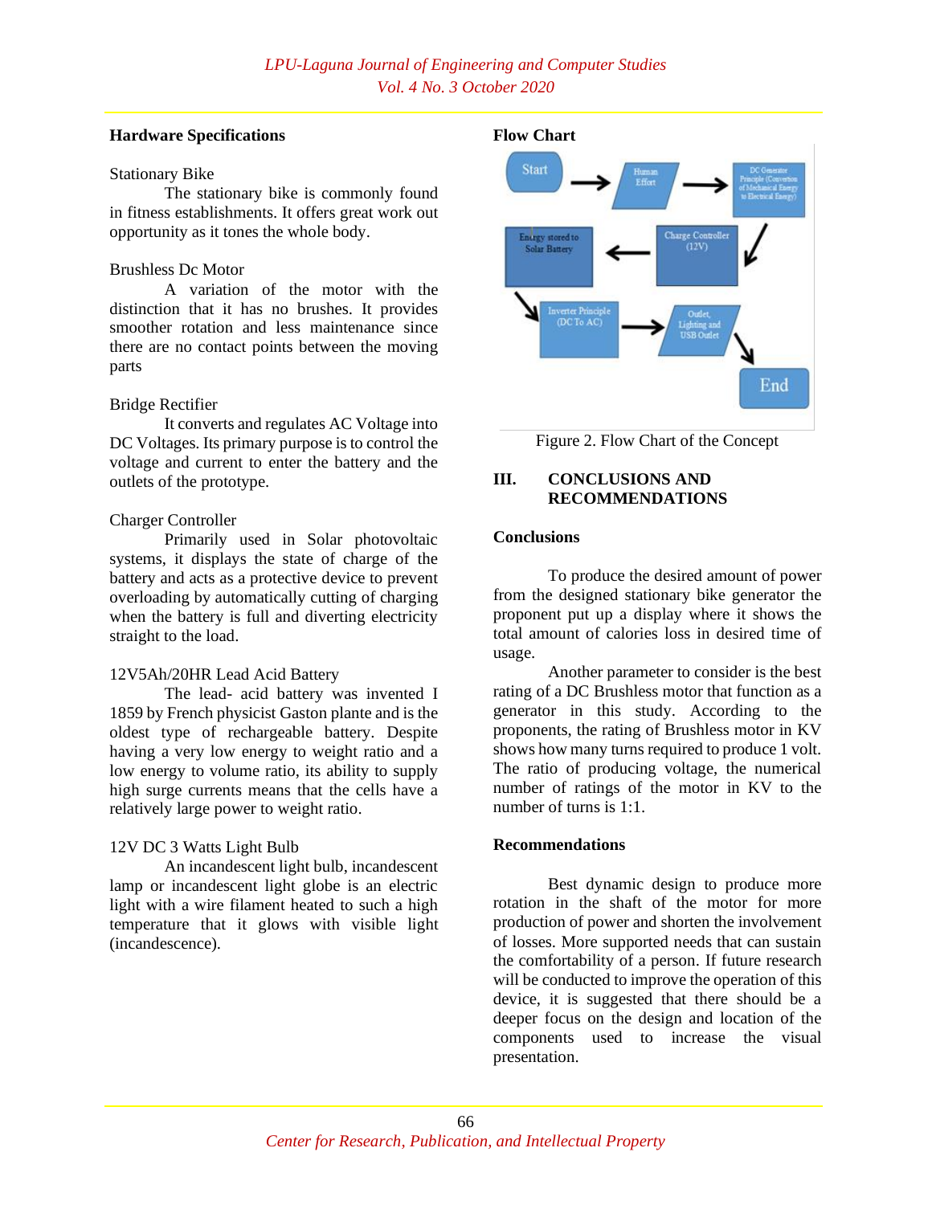### Hardware Specifications

Stationary Bike

The stationary bike is commonly found in fitness establishments. It offers great work out opportunity as it tones the whole body.

Brushless Dc Motor

A variation of the motor with the distinction that it has no brushes. It provides smoother rotation and less maintenance since there are no contact points between the moving parts

Bridge Rectifier

It converts and regulates AC Voltage into DC Voltages. Its primary purpose is to control the voltage and current to enter the battery and the outlets of the prototype.

Charger Controller

Primarily used in Solar photovoltaic systems, it displays the state of charge of the battery and acts as a protective device to prevent overloading by automatically cutting of charging when the battery is full and diverting electricity straight to the load.

12V5Ah/20HR Lead Acid Battery

The lead- acid battery was invented I 1859 by French physicist Gaston plante and is the oldest type of rechargeable battery. Despite having a very low energy to weight ratio and a low energy to volume ratio, its ability to supply high surge currents means that the cells have a relatively large power to weight ratio.

12V DC 3 Watts Light Bulb

An incandescent light bulb, incandescent lamp or incandescent light globe is an electric light with a wire filament heated to such a high temperature that it glows with visible light (incandescence).

### Flow Chart

Start → Human Effort → DC Generator Principle (Conversion of Mechanical Energy to Electrical Energy) → Charge Controller (12V) → Energy stored to Solar Battery → Inverter Principle (DC To AC) → Outlet, Lighting and USB Outlet → End

Figure 2. Flow Chart of the Concept

## III. CONCLUSIONS AND RECOMMENDATIONS

### Conclusions

To produce the desired amount of power from the designed stationary bike generator the proponent put up a display where it shows the total amount of calories loss in desired time of usage.

Another parameter to consider is the best rating of a DC Brushless motor that function as a generator in this study. According to the proponents, the rating of Brushless motor in KV shows how many turns required to produce 1 volt. The ratio of producing voltage, the numerical number of ratings of the motor in KV to the number of turns is 1:1.

### Recommendations

Best dynamic design to produce more rotation in the shaft of the motor for more production of power and shorten the involvement of losses. More supported needs that can sustain the comfortability of a person. If future research will be conducted to improve the operation of this device, it is suggested that there should be a deeper focus on the design and location of the components used to increase the visual presentation.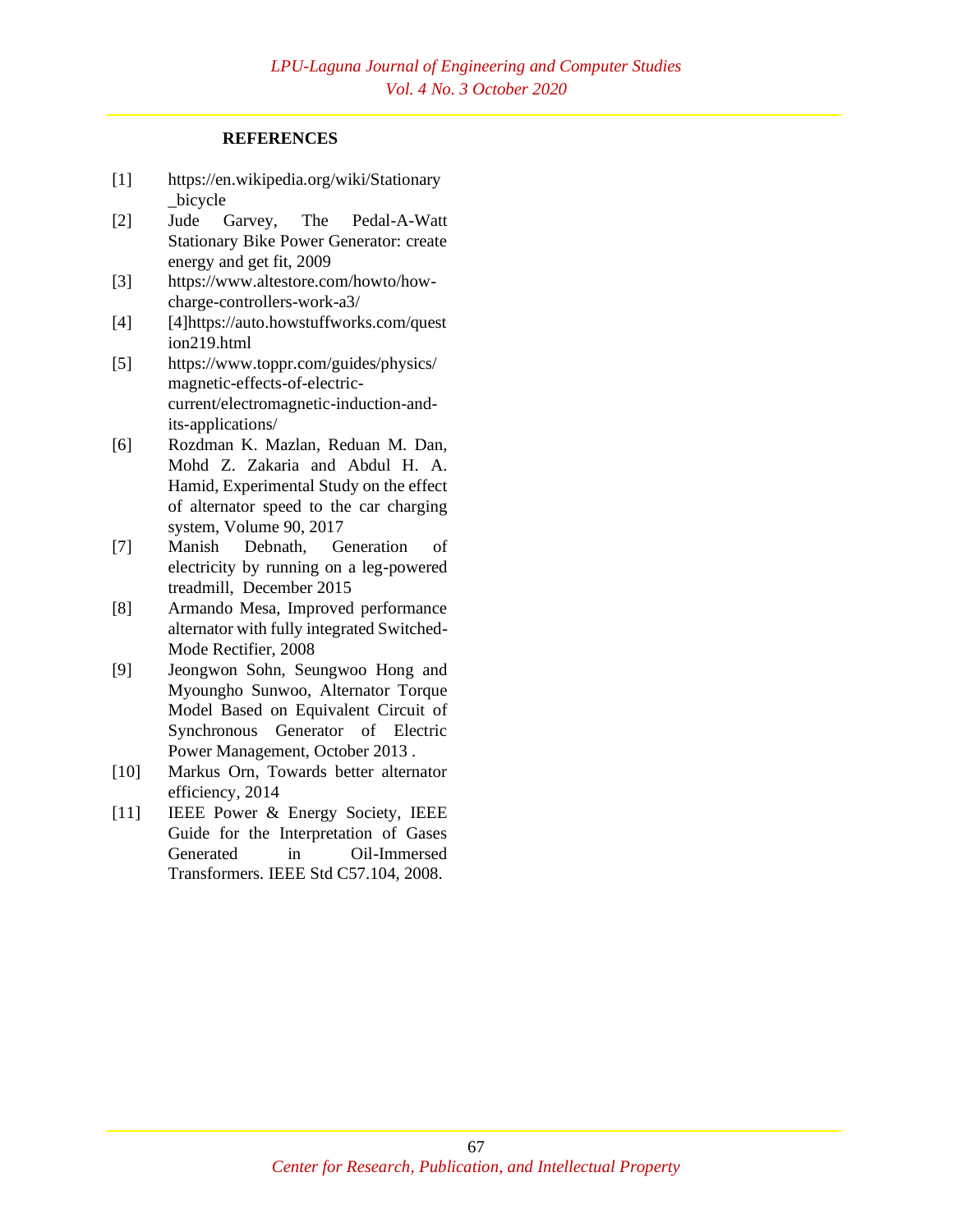## REFERENCES

[1] https://en.wikipedia.org/wiki/Stationary_bicycle

[2] Jude Garvey, The Pedal-A-Watt Stationary Bike Power Generator: create energy and get fit, 2009

[3] https://www.altestore.com/howto/how-charge-controllers-work-a3/

[4] [4]https://auto.howstuffworks.com/question219.html

[5] https://www.toppr.com/guides/physics/magnetic-effects-of-electric-current/electromagnetic-induction-and-its-applications/

[6] Rozdman K. Mazlan, Reduan M. Dan, Mohd Z. Zakaria and Abdul H. A. Hamid, Experimental Study on the effect of alternator speed to the car charging system, Volume 90, 2017

[7] Manish Debnath, Generation of electricity by running on a leg-powered treadmill, December 2015

[8] Armando Mesa, Improved performance alternator with fully integrated Switched-Mode Rectifier, 2008

[9] Jeongwon Sohn, Seungwoo Hong and Myoungho Sunwoo, Alternator Torque Model Based on Equivalent Circuit of Synchronous Generator of Electric Power Management, October 2013 .

[10] Markus Orn, Towards better alternator efficiency, 2014

[11] IEEE Power & Energy Society, IEEE Guide for the Interpretation of Gases Generated in Oil-Immersed Transformers. IEEE Std C57.104, 2008.